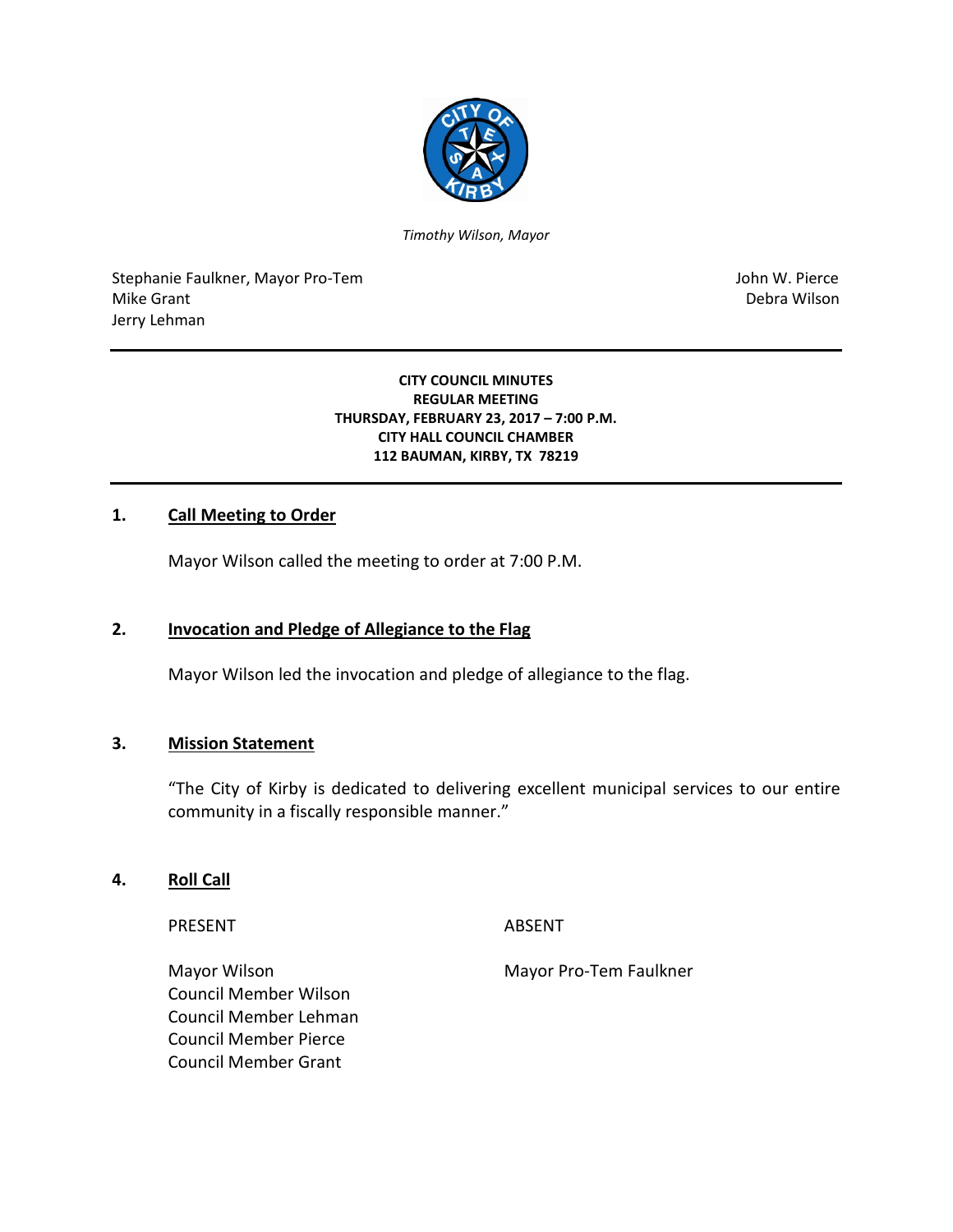*Timothy Wilson, Mayor*

Stephanie Faulkner, Mayor Pro-Tem
Mike Grant
Jerry Lehman

John W. Pierce
Debra Wilson

**CITY COUNCIL MINUTES**
**REGULAR MEETING**
**THURSDAY, FEBRUARY 23, 2017 – 7:00 P.M.**
**CITY HALL COUNCIL CHAMBER**
**112 BAUMAN, KIRBY, TX 78219**

## 1. Call Meeting to Order

Mayor Wilson called the meeting to order at 7:00 P.M.

## 2. Invocation and Pledge of Allegiance to the Flag

Mayor Wilson led the invocation and pledge of allegiance to the flag.

## 3. Mission Statement

"The City of Kirby is dedicated to delivering excellent municipal services to our entire community in a fiscally responsible manner."

## 4. Roll Call

| PRESENT | ABSENT |
| --- | --- |
| Mayor Wilson | Mayor Pro-Tem Faulkner |
| Council Member Wilson | |
| Council Member Lehman | |
| Council Member Pierce | |
| Council Member Grant | |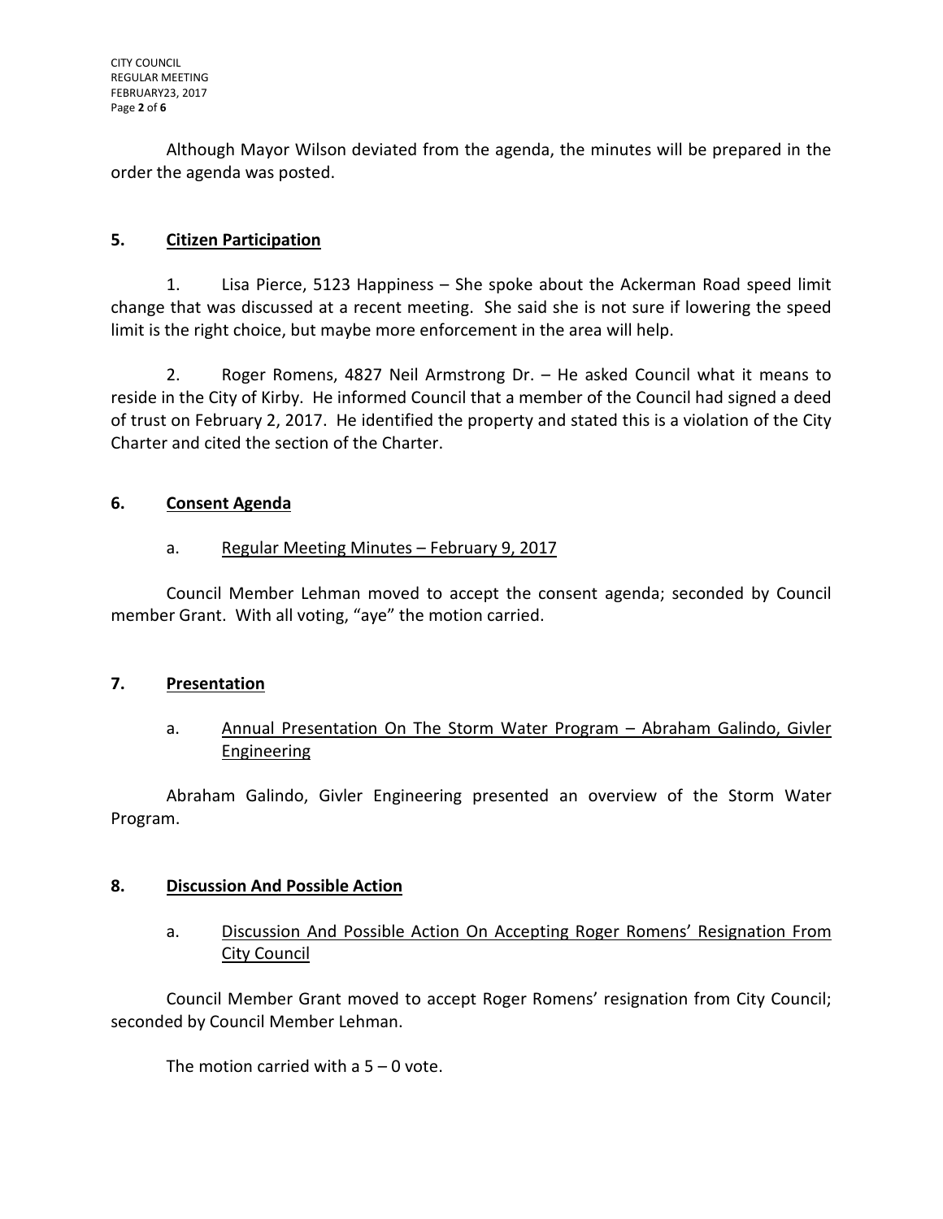Although Mayor Wilson deviated from the agenda, the minutes will be prepared in the order the agenda was posted.

## 5. Citizen Participation

1. Lisa Pierce, 5123 Happiness – She spoke about the Ackerman Road speed limit change that was discussed at a recent meeting. She said she is not sure if lowering the speed limit is the right choice, but maybe more enforcement in the area will help.

2. Roger Romens, 4827 Neil Armstrong Dr. – He asked Council what it means to reside in the City of Kirby. He informed Council that a member of the Council had signed a deed of trust on February 2, 2017. He identified the property and stated this is a violation of the City Charter and cited the section of the Charter.

## 6. Consent Agenda

a. Regular Meeting Minutes – February 9, 2017

Council Member Lehman moved to accept the consent agenda; seconded by Council member Grant. With all voting, "aye" the motion carried.

## 7. Presentation

a. Annual Presentation On The Storm Water Program – Abraham Galindo, Givler Engineering

Abraham Galindo, Givler Engineering presented an overview of the Storm Water Program.

## 8. Discussion And Possible Action

a. Discussion And Possible Action On Accepting Roger Romens' Resignation From City Council

Council Member Grant moved to accept Roger Romens' resignation from City Council; seconded by Council Member Lehman.

The motion carried with a 5 – 0 vote.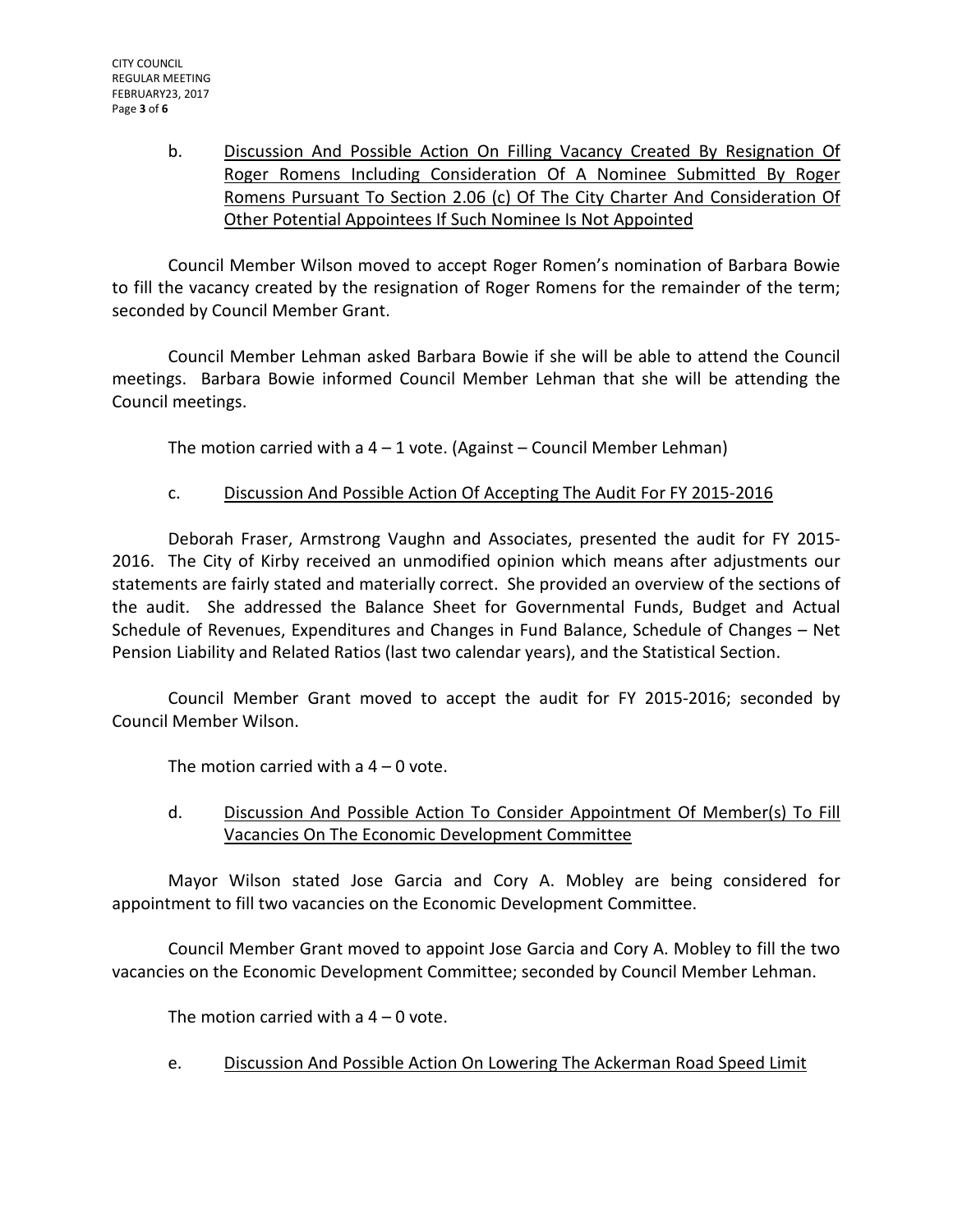b. <u>Discussion And Possible Action On Filling Vacancy Created By Resignation Of Roger Romens Including Consideration Of A Nominee Submitted By Roger Romens Pursuant To Section 2.06 (c) Of The City Charter And Consideration Of Other Potential Appointees If Such Nominee Is Not Appointed</u>

Council Member Wilson moved to accept Roger Romen's nomination of Barbara Bowie to fill the vacancy created by the resignation of Roger Romens for the remainder of the term; seconded by Council Member Grant.

Council Member Lehman asked Barbara Bowie if she will be able to attend the Council meetings. Barbara Bowie informed Council Member Lehman that she will be attending the Council meetings.

The motion carried with a 4 – 1 vote. (Against – Council Member Lehman)

c. <u>Discussion And Possible Action Of Accepting The Audit For FY 2015-2016</u>

Deborah Fraser, Armstrong Vaughn and Associates, presented the audit for FY 2015-2016. The City of Kirby received an unmodified opinion which means after adjustments our statements are fairly stated and materially correct. She provided an overview of the sections of the audit. She addressed the Balance Sheet for Governmental Funds, Budget and Actual Schedule of Revenues, Expenditures and Changes in Fund Balance, Schedule of Changes – Net Pension Liability and Related Ratios (last two calendar years), and the Statistical Section.

Council Member Grant moved to accept the audit for FY 2015-2016; seconded by Council Member Wilson.

The motion carried with a 4 – 0 vote.

d. <u>Discussion And Possible Action To Consider Appointment Of Member(s) To Fill Vacancies On The Economic Development Committee</u>

Mayor Wilson stated Jose Garcia and Cory A. Mobley are being considered for appointment to fill two vacancies on the Economic Development Committee.

Council Member Grant moved to appoint Jose Garcia and Cory A. Mobley to fill the two vacancies on the Economic Development Committee; seconded by Council Member Lehman.

The motion carried with a 4 – 0 vote.

e. <u>Discussion And Possible Action On Lowering The Ackerman Road Speed Limit</u>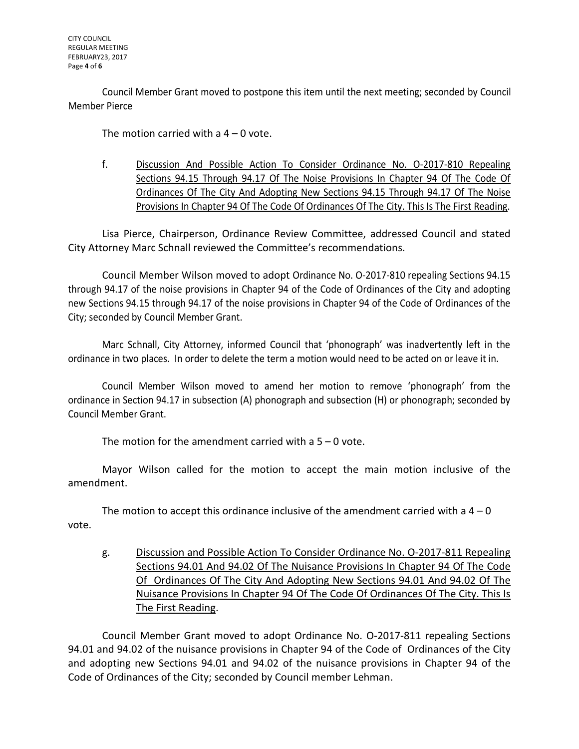Council Member Grant moved to postpone this item until the next meeting; seconded by Council Member Pierce

The motion carried with a 4 – 0 vote.

f. <u>Discussion And Possible Action To Consider Ordinance No. O-2017-810 Repealing Sections 94.15 Through 94.17 Of The Noise Provisions In Chapter 94 Of The Code Of Ordinances Of The City And Adopting New Sections 94.15 Through 94.17 Of The Noise Provisions In Chapter 94 Of The Code Of Ordinances Of The City. This Is The First Reading</u>.

Lisa Pierce, Chairperson, Ordinance Review Committee, addressed Council and stated City Attorney Marc Schnall reviewed the Committee's recommendations.

Council Member Wilson moved to adopt Ordinance No. O-2017-810 repealing Sections 94.15 through 94.17 of the noise provisions in Chapter 94 of the Code of Ordinances of the City and adopting new Sections 94.15 through 94.17 of the noise provisions in Chapter 94 of the Code of Ordinances of the City; seconded by Council Member Grant.

Marc Schnall, City Attorney, informed Council that 'phonograph' was inadvertently left in the ordinance in two places. In order to delete the term a motion would need to be acted on or leave it in.

Council Member Wilson moved to amend her motion to remove 'phonograph' from the ordinance in Section 94.17 in subsection (A) phonograph and subsection (H) or phonograph; seconded by Council Member Grant.

The motion for the amendment carried with a 5 – 0 vote.

Mayor Wilson called for the motion to accept the main motion inclusive of the amendment.

The motion to accept this ordinance inclusive of the amendment carried with a 4 – 0 vote.

g. <u>Discussion and Possible Action To Consider Ordinance No. O-2017-811 Repealing Sections 94.01 And 94.02 Of The Nuisance Provisions In Chapter 94 Of The Code Of Ordinances Of The City And Adopting New Sections 94.01 And 94.02 Of The Nuisance Provisions In Chapter 94 Of The Code Of Ordinances Of The City. This Is The First Reading</u>.

Council Member Grant moved to adopt Ordinance No. O-2017-811 repealing Sections 94.01 and 94.02 of the nuisance provisions in Chapter 94 of the Code of Ordinances of the City and adopting new Sections 94.01 and 94.02 of the nuisance provisions in Chapter 94 of the Code of Ordinances of the City; seconded by Council member Lehman.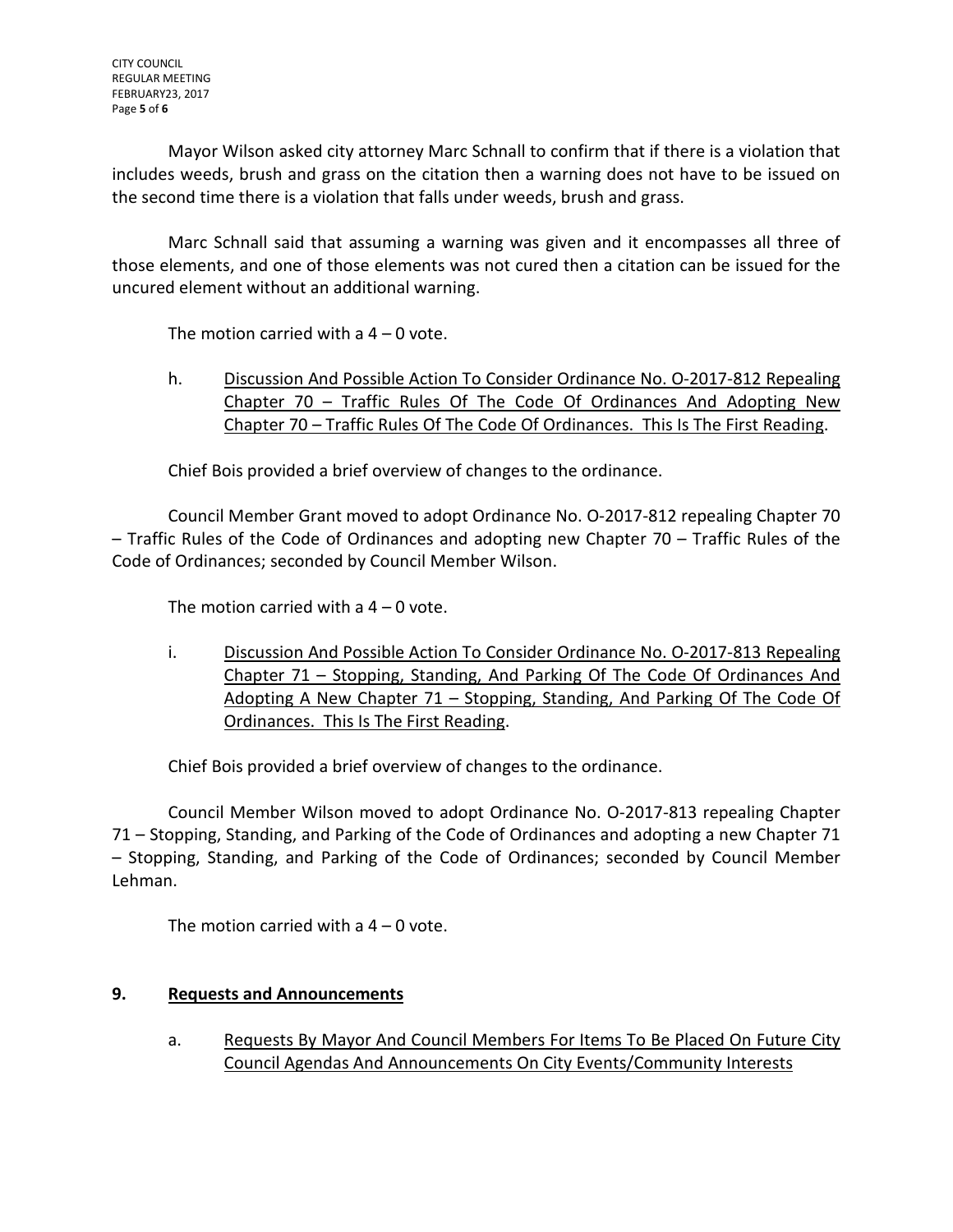Mayor Wilson asked city attorney Marc Schnall to confirm that if there is a violation that includes weeds, brush and grass on the citation then a warning does not have to be issued on the second time there is a violation that falls under weeds, brush and grass.

Marc Schnall said that assuming a warning was given and it encompasses all three of those elements, and one of those elements was not cured then a citation can be issued for the uncured element without an additional warning.

The motion carried with a 4 – 0 vote.

h. Discussion And Possible Action To Consider Ordinance No. O-2017-812 Repealing Chapter 70 – Traffic Rules Of The Code Of Ordinances And Adopting New Chapter 70 – Traffic Rules Of The Code Of Ordinances. This Is The First Reading.

Chief Bois provided a brief overview of changes to the ordinance.

Council Member Grant moved to adopt Ordinance No. O-2017-812 repealing Chapter 70 – Traffic Rules of the Code of Ordinances and adopting new Chapter 70 – Traffic Rules of the Code of Ordinances; seconded by Council Member Wilson.

The motion carried with a 4 – 0 vote.

i. Discussion And Possible Action To Consider Ordinance No. O-2017-813 Repealing Chapter 71 – Stopping, Standing, And Parking Of The Code Of Ordinances And Adopting A New Chapter 71 – Stopping, Standing, And Parking Of The Code Of Ordinances. This Is The First Reading.

Chief Bois provided a brief overview of changes to the ordinance.

Council Member Wilson moved to adopt Ordinance No. O-2017-813 repealing Chapter 71 – Stopping, Standing, and Parking of the Code of Ordinances and adopting a new Chapter 71 – Stopping, Standing, and Parking of the Code of Ordinances; seconded by Council Member Lehman.

The motion carried with a 4 – 0 vote.

## 9. Requests and Announcements

a. Requests By Mayor And Council Members For Items To Be Placed On Future City Council Agendas And Announcements On City Events/Community Interests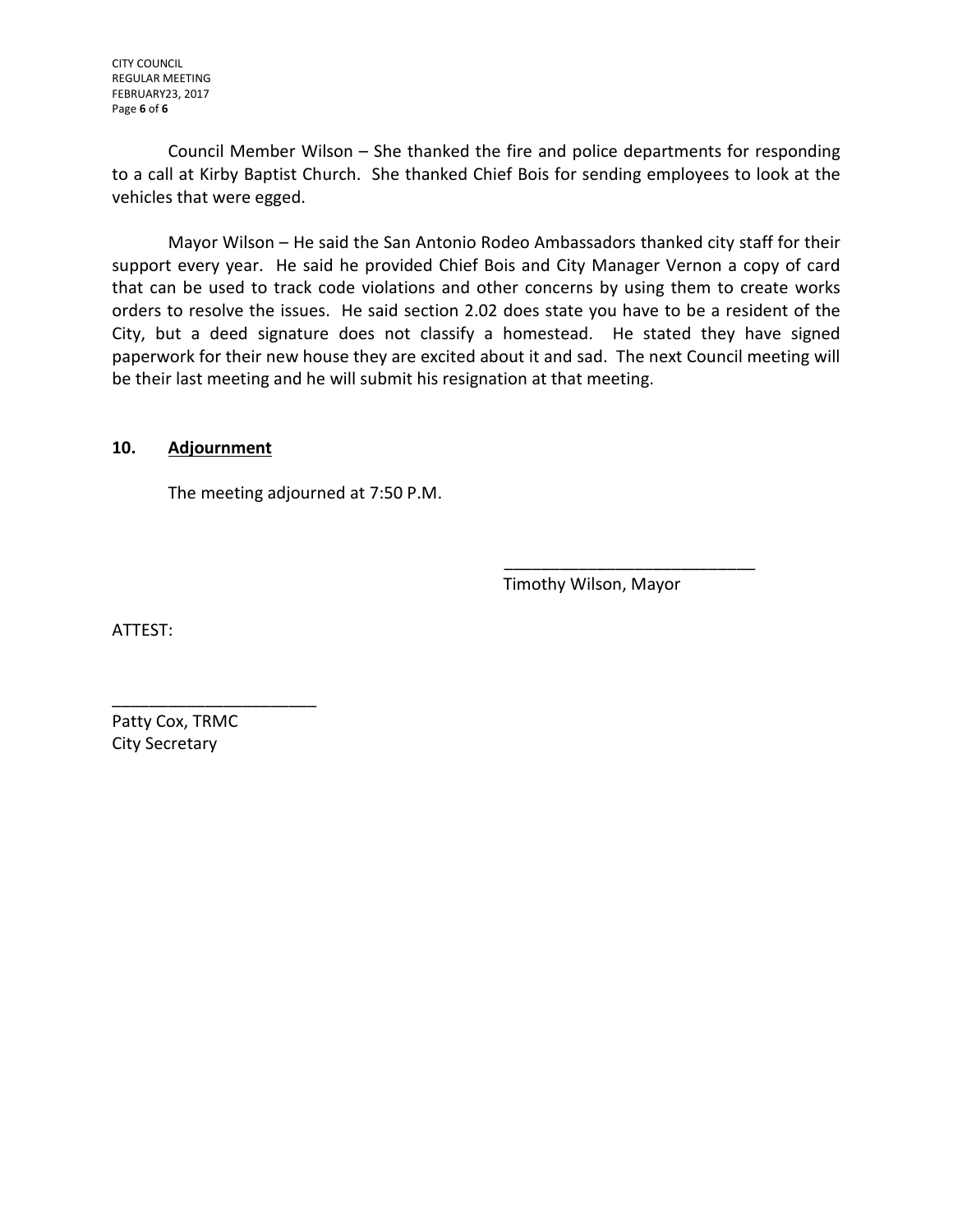Council Member Wilson – She thanked the fire and police departments for responding to a call at Kirby Baptist Church. She thanked Chief Bois for sending employees to look at the vehicles that were egged.

Mayor Wilson – He said the San Antonio Rodeo Ambassadors thanked city staff for their support every year. He said he provided Chief Bois and City Manager Vernon a copy of card that can be used to track code violations and other concerns by using them to create works orders to resolve the issues. He said section 2.02 does state you have to be a resident of the City, but a deed signature does not classify a homestead. He stated they have signed paperwork for their new house they are excited about it and sad. The next Council meeting will be their last meeting and he will submit his resignation at that meeting.

## 10. Adjournment

The meeting adjourned at 7:50 P.M.

___________________________
Timothy Wilson, Mayor

ATTEST:

______________________
Patty Cox, TRMC
City Secretary